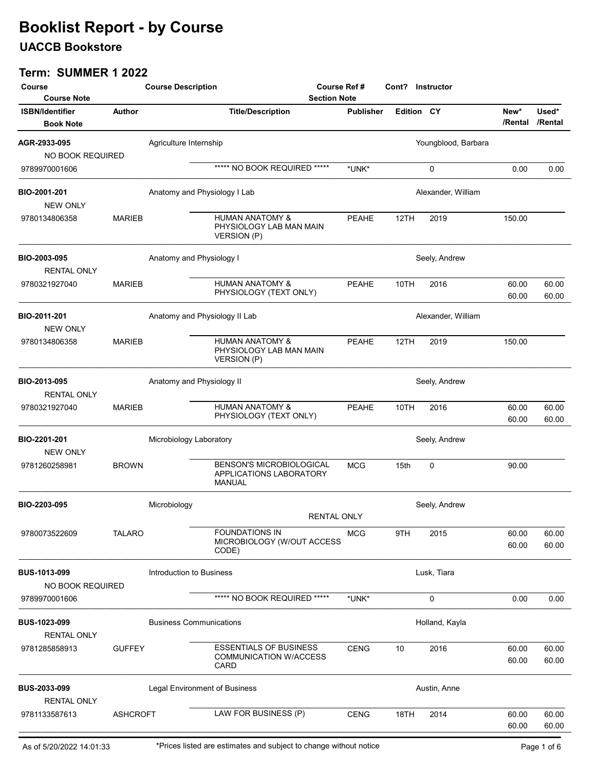# Booklist Report - by Course

## UACCB Bookstore

### Term: SUMMER 1 2022

| Course / Course Note | Course Description | Course Ref # / Section Note | Cont? | Instructor | | | |
|---|---|---|---|---|---|---|---|
| **ISBN/Identifier** / Book Note | **Author** | **Title/Description** | **Publisher** | **Edition** | **CY** | **New\* /Rental** | **Used\* /Rental** |
| **AGR-2933-095** | Agriculture Internship | | | Youngblood, Barbara | | | |
| NO BOOK REQUIRED | | | | | | | |
| 9789970001606 | | ***** NO BOOK REQUIRED ***** | *UNK* | | 0 | 0.00 | 0.00 |
| **BIO-2001-201** | Anatomy and Physiology I Lab | | | Alexander, William | | | |
| NEW ONLY | | | | | | | |
| 9780134806358 | MARIEB | HUMAN ANATOMY & PHYSIOLOGY LAB MAN MAIN VERSION (P) | PEAHE | 12TH | 2019 | 150.00 | |
| **BIO-2003-095** | Anatomy and Physiology I | | | Seely, Andrew | | | |
| RENTAL ONLY | | | | | | | |
| 9780321927040 | MARIEB | HUMAN ANATOMY & PHYSIOLOGY (TEXT ONLY) | PEAHE | 10TH | 2016 | 60.00 / 60.00 | 60.00 / 60.00 |
| **BIO-2011-201** | Anatomy and Physiology II Lab | | | Alexander, William | | | |
| NEW ONLY | | | | | | | |
| 9780134806358 | MARIEB | HUMAN ANATOMY & PHYSIOLOGY LAB MAN MAIN VERSION (P) | PEAHE | 12TH | 2019 | 150.00 | |
| **BIO-2013-095** | Anatomy and Physiology II | | | Seely, Andrew | | | |
| RENTAL ONLY | | | | | | | |
| 9780321927040 | MARIEB | HUMAN ANATOMY & PHYSIOLOGY (TEXT ONLY) | PEAHE | 10TH | 2016 | 60.00 / 60.00 | 60.00 / 60.00 |
| **BIO-2201-201** | Microbiology Laboratory | | | Seely, Andrew | | | |
| NEW ONLY | | | | | | | |
| 9781260258981 | BROWN | BENSON'S MICROBIOLOGICAL APPLICATIONS LABORATORY MANUAL | MCG | 15th | 0 | 90.00 | |
| **BIO-2203-095** | Microbiology | RENTAL ONLY | | Seely, Andrew | | | |
| 9780073522609 | TALARO | FOUNDATIONS IN MICROBIOLOGY (W/OUT ACCESS CODE) | MCG | 9TH | 2015 | 60.00 / 60.00 | 60.00 / 60.00 |
| **BUS-1013-099** | Introduction to Business | | | Lusk, Tiara | | | |
| NO BOOK REQUIRED | | | | | | | |
| 9789970001606 | | ***** NO BOOK REQUIRED ***** | *UNK* | | 0 | 0.00 | 0.00 |
| **BUS-1023-099** | Business Communications | | | Holland, Kayla | | | |
| RENTAL ONLY | | | | | | | |
| 9781285858913 | GUFFEY | ESSENTIALS OF BUSINESS COMMUNICATION W/ACCESS CARD | CENG | 10 | 2016 | 60.00 / 60.00 | 60.00 / 60.00 |
| **BUS-2033-099** | Legal Environment of Business | | | Austin, Anne | | | |
| RENTAL ONLY | | | | | | | |
| 9781133587613 | ASHCROFT | LAW FOR BUSINESS (P) | CENG | 18TH | 2014 | 60.00 / 60.00 | 60.00 / 60.00 |

As of 5/20/2022 14:01:33 — *Prices listed are estimates and subject to change without notice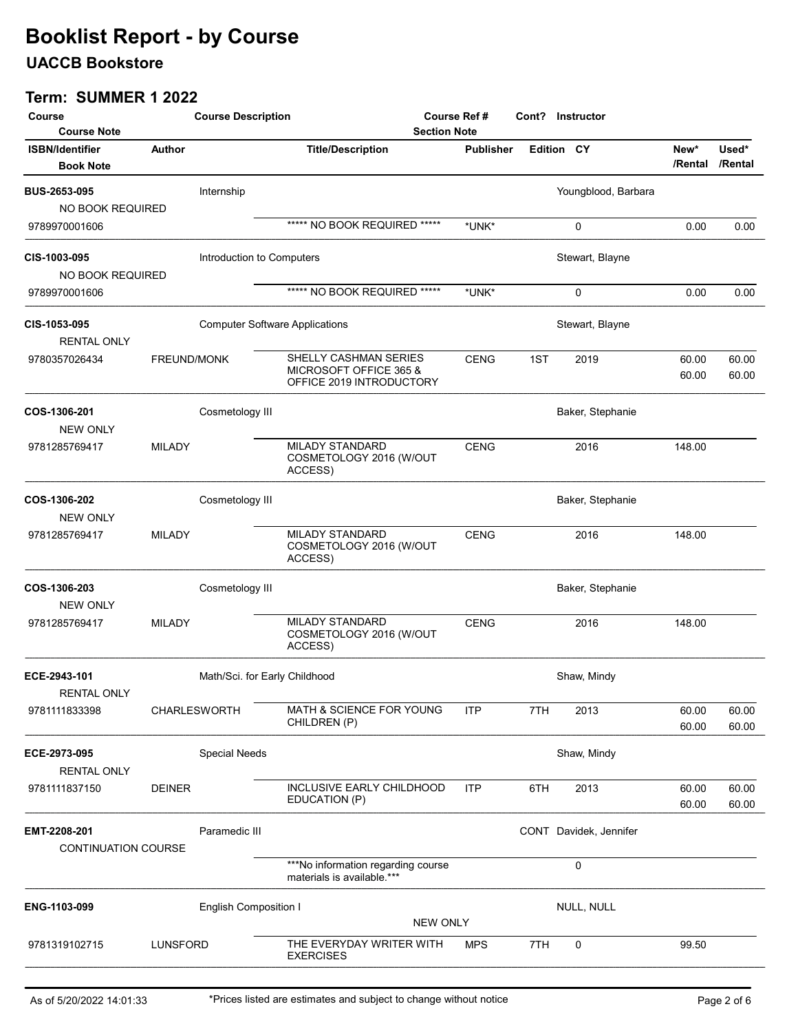# Booklist Report - by Course

## UACCB Bookstore

### Term: SUMMER 1 2022

| Course / Course Note | Course Description | Course Ref # / Section Note | Cont? | Instructor | | |
|---|---|---|---|---|---|---|
| **ISBN/Identifier** / Book Note | **Author** | **Title/Description** | **Publisher** | **Edition** | **CY** | **New\* /Rental** | **Used\* /Rental** |

| ISBN/Identifier | Author | Title/Description | Publisher | Edition | CY | New* /Rental | Used* /Rental |
|---|---|---|---|---|---|---|---|
| **BUS-2653-095** — Internship — Youngblood, Barbara | | | | | | | |
| NO BOOK REQUIRED | | | | | | | |
| 9789970001606 | | ***** NO BOOK REQUIRED ***** | *UNK* | | 0 | 0.00 | 0.00 |
| **CIS-1003-095** — Introduction to Computers — Stewart, Blayne | | | | | | | |
| NO BOOK REQUIRED | | | | | | | |
| 9789970001606 | | ***** NO BOOK REQUIRED ***** | *UNK* | | 0 | 0.00 | 0.00 |
| **CIS-1053-095** — Computer Software Applications — Stewart, Blayne | | | | | | | |
| RENTAL ONLY | | | | | | | |
| 9780357026434 | FREUND/MONK | SHELLY CASHMAN SERIES MICROSOFT OFFICE 365 & OFFICE 2019 INTRODUCTORY | CENG | 1ST | 2019 | 60.00 / 60.00 | 60.00 / 60.00 |
| **COS-1306-201** — Cosmetology III — Baker, Stephanie | | | | | | | |
| NEW ONLY | | | | | | | |
| 9781285769417 | MILADY | MILADY STANDARD COSMETOLOGY 2016 (W/OUT ACCESS) | CENG | | 2016 | 148.00 | |
| **COS-1306-202** — Cosmetology III — Baker, Stephanie | | | | | | | |
| NEW ONLY | | | | | | | |
| 9781285769417 | MILADY | MILADY STANDARD COSMETOLOGY 2016 (W/OUT ACCESS) | CENG | | 2016 | 148.00 | |
| **COS-1306-203** — Cosmetology III — Baker, Stephanie | | | | | | | |
| NEW ONLY | | | | | | | |
| 9781285769417 | MILADY | MILADY STANDARD COSMETOLOGY 2016 (W/OUT ACCESS) | CENG | | 2016 | 148.00 | |
| **ECE-2943-101** — Math/Sci. for Early Childhood — Shaw, Mindy | | | | | | | |
| RENTAL ONLY | | | | | | | |
| 9781111833398 | CHARLESWORTH | MATH & SCIENCE FOR YOUNG CHILDREN (P) | ITP | 7TH | 2013 | 60.00 / 60.00 | 60.00 / 60.00 |
| **ECE-2973-095** — Special Needs — Shaw, Mindy | | | | | | | |
| RENTAL ONLY | | | | | | | |
| 9781111837150 | DEINER | INCLUSIVE EARLY CHILDHOOD EDUCATION (P) | ITP | 6TH | 2013 | 60.00 / 60.00 | 60.00 / 60.00 |
| **EMT-2208-201** — Paramedic III — CONT — Davidek, Jennifer | | | | | | | |
| CONTINUATION COURSE | | | | | | | |
| | | ***No information regarding course materials is available.*** | | | 0 | | |
| **ENG-1103-099** — English Composition I — NULL, NULL | | | | | | | |
| Section Note: NEW ONLY | | | | | | | |
| 9781319102715 | LUNSFORD | THE EVERYDAY WRITER WITH EXERCISES | MPS | 7TH | 0 | 99.50 | |

*Prices listed are estimates and subject to change without notice

As of 5/20/2022 14:01:33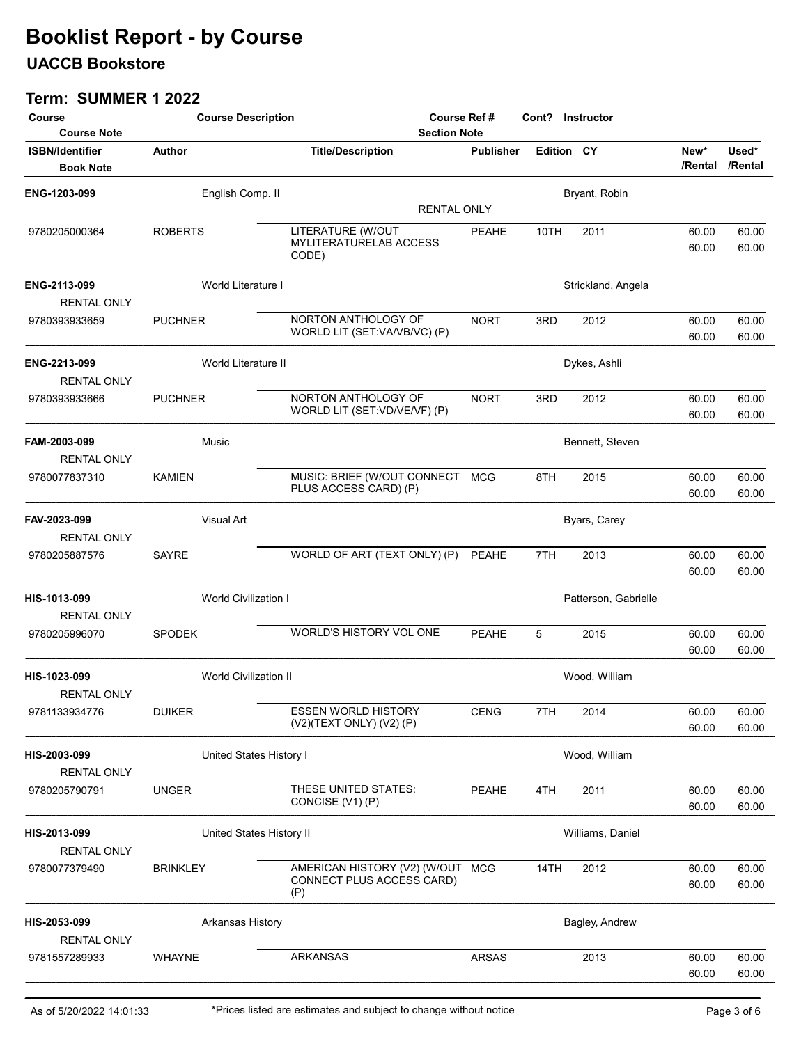# Booklist Report - by Course

## UACCB Bookstore

### Term: SUMMER 1 2022

| Course / Course Note | Course Description | Course Ref # / Section Note | Cont? | Instructor | | | |
|---|---|---|---|---|---|---|---|
| **ISBN/Identifier** / Book Note | **Author** | **Title/Description** | **Publisher** | **Edition** | **CY** | **New\* /Rental** | **Used\* /Rental** |
| **ENG-1203-099** | English Comp. II | RENTAL ONLY | | Bryant, Robin | | | |
| 9780205000364 | ROBERTS | LITERATURE (W/OUT MYLITERATURELAB ACCESS CODE) | PEAHE | 10TH | 2011 | 60.00 / 60.00 | 60.00 / 60.00 |
| **ENG-2113-099** / RENTAL ONLY | World Literature I | | | Strickland, Angela | | | |
| 9780393933659 | PUCHNER | NORTON ANTHOLOGY OF WORLD LIT (SET:VA/VB/VC) (P) | NORT | 3RD | 2012 | 60.00 / 60.00 | 60.00 / 60.00 |
| **ENG-2213-099** / RENTAL ONLY | World Literature II | | | Dykes, Ashli | | | |
| 9780393933666 | PUCHNER | NORTON ANTHOLOGY OF WORLD LIT (SET:VD/VE/VF) (P) | NORT | 3RD | 2012 | 60.00 / 60.00 | 60.00 / 60.00 |
| **FAM-2003-099** / RENTAL ONLY | Music | | | Bennett, Steven | | | |
| 9780077837310 | KAMIEN | MUSIC: BRIEF (W/OUT CONNECT PLUS ACCESS CARD) (P) | MCG | 8TH | 2015 | 60.00 / 60.00 | 60.00 / 60.00 |
| **FAV-2023-099** / RENTAL ONLY | Visual Art | | | Byars, Carey | | | |
| 9780205887576 | SAYRE | WORLD OF ART (TEXT ONLY) (P) | PEAHE | 7TH | 2013 | 60.00 / 60.00 | 60.00 / 60.00 |
| **HIS-1013-099** / RENTAL ONLY | World Civilization I | | | Patterson, Gabrielle | | | |
| 9780205996070 | SPODEK | WORLD'S HISTORY VOL ONE | PEAHE | 5 | 2015 | 60.00 / 60.00 | 60.00 / 60.00 |
| **HIS-1023-099** / RENTAL ONLY | World Civilization II | | | Wood, William | | | |
| 9781133934776 | DUIKER | ESSEN WORLD HISTORY (V2)(TEXT ONLY) (V2) (P) | CENG | 7TH | 2014 | 60.00 / 60.00 | 60.00 / 60.00 |
| **HIS-2003-099** / RENTAL ONLY | United States History I | | | Wood, William | | | |
| 9780205790791 | UNGER | THESE UNITED STATES: CONCISE (V1) (P) | PEAHE | 4TH | 2011 | 60.00 / 60.00 | 60.00 / 60.00 |
| **HIS-2013-099** / RENTAL ONLY | United States History II | | | Williams, Daniel | | | |
| 9780077379490 | BRINKLEY | AMERICAN HISTORY (V2) (W/OUT CONNECT PLUS ACCESS CARD) (P) | MCG | 14TH | 2012 | 60.00 / 60.00 | 60.00 / 60.00 |
| **HIS-2053-099** / RENTAL ONLY | Arkansas History | | | Bagley, Andrew | | | |
| 9781557289933 | WHAYNE | ARKANSAS | ARSAS | | 2013 | 60.00 / 60.00 | 60.00 / 60.00 |

As of 5/20/2022 14:01:33 — \*Prices listed are estimates and subject to change without notice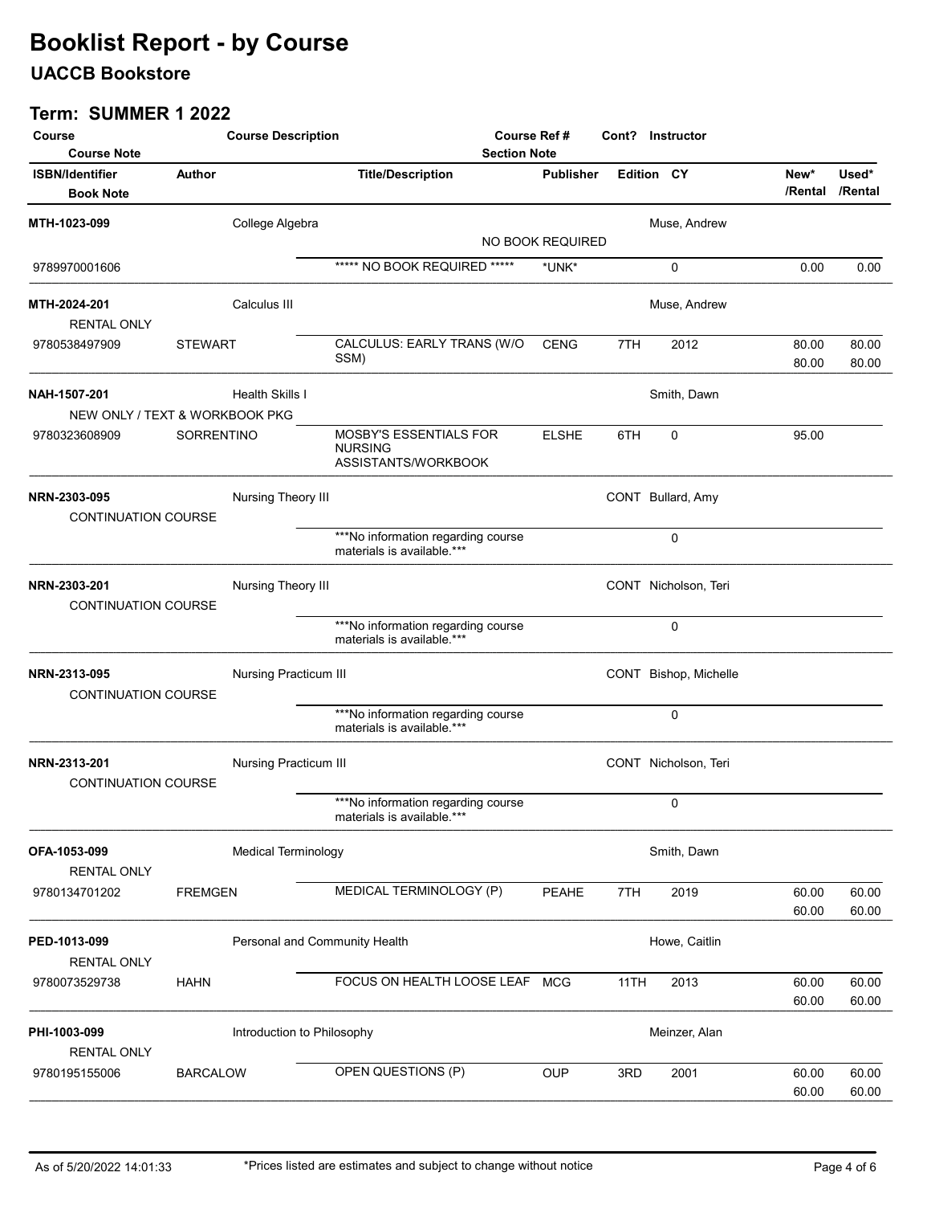# Booklist Report - by Course

## UACCB Bookstore

### Term: SUMMER 1 2022

| Course / Course Note | Course Description | Course Ref # / Section Note | Cont? | Instructor | | | | |
|---|---|---|---|---|---|---|---|---|
| **ISBN/Identifier** / **Book Note** | **Author** | **Title/Description** | **Publisher** | **Edition** | **CY** | **New* /Rental** | **Used* /Rental** | |
| **MTH-1023-099** | College Algebra | NO BOOK REQUIRED | | Muse, Andrew | | | | |
| 9789970001606 | | ***** NO BOOK REQUIRED ***** | *UNK* | | 0 | 0.00 | 0.00 | |
| **MTH-2024-201** / RENTAL ONLY | Calculus III | | | Muse, Andrew | | | | |
| 9780538497909 | STEWART | CALCULUS: EARLY TRANS (W/O SSM) | CENG | 7TH | 2012 | 80.00 / 80.00 | 80.00 / 80.00 | |
| **NAH-1507-201** / NEW ONLY / TEXT & WORKBOOK PKG | Health Skills I | | | Smith, Dawn | | | | |
| 9780323608909 | SORRENTINO | MOSBY'S ESSENTIALS FOR NURSING ASSISTANTS/WORKBOOK | ELSHE | 6TH | 0 | 95.00 | | |
| **NRN-2303-095** / CONTINUATION COURSE | Nursing Theory III | | CONT | Bullard, Amy | | | | |
| | | ***No information regarding course materials is available.*** | | | 0 | | | |
| **NRN-2303-201** / CONTINUATION COURSE | Nursing Theory III | | CONT | Nicholson, Teri | | | | |
| | | ***No information regarding course materials is available.*** | | | 0 | | | |
| **NRN-2313-095** / CONTINUATION COURSE | Nursing Practicum III | | CONT | Bishop, Michelle | | | | |
| | | ***No information regarding course materials is available.*** | | | 0 | | | |
| **NRN-2313-201** / CONTINUATION COURSE | Nursing Practicum III | | CONT | Nicholson, Teri | | | | |
| | | ***No information regarding course materials is available.*** | | | 0 | | | |
| **OFA-1053-099** / RENTAL ONLY | Medical Terminology | | | Smith, Dawn | | | | |
| 9780134701202 | FREMGEN | MEDICAL TERMINOLOGY (P) | PEAHE | 7TH | 2019 | 60.00 / 60.00 | 60.00 / 60.00 | |
| **PED-1013-099** / RENTAL ONLY | Personal and Community Health | | | Howe, Caitlin | | | | |
| 9780073529738 | HAHN | FOCUS ON HEALTH LOOSE LEAF | MCG | 11TH | 2013 | 60.00 / 60.00 | 60.00 / 60.00 | |
| **PHI-1003-099** / RENTAL ONLY | Introduction to Philosophy | | | Meinzer, Alan | | | | |
| 9780195155006 | BARCALOW | OPEN QUESTIONS (P) | OUP | 3RD | 2001 | 60.00 / 60.00 | 60.00 / 60.00 | |

As of 5/20/2022 14:01:33 — *Prices listed are estimates and subject to change without notice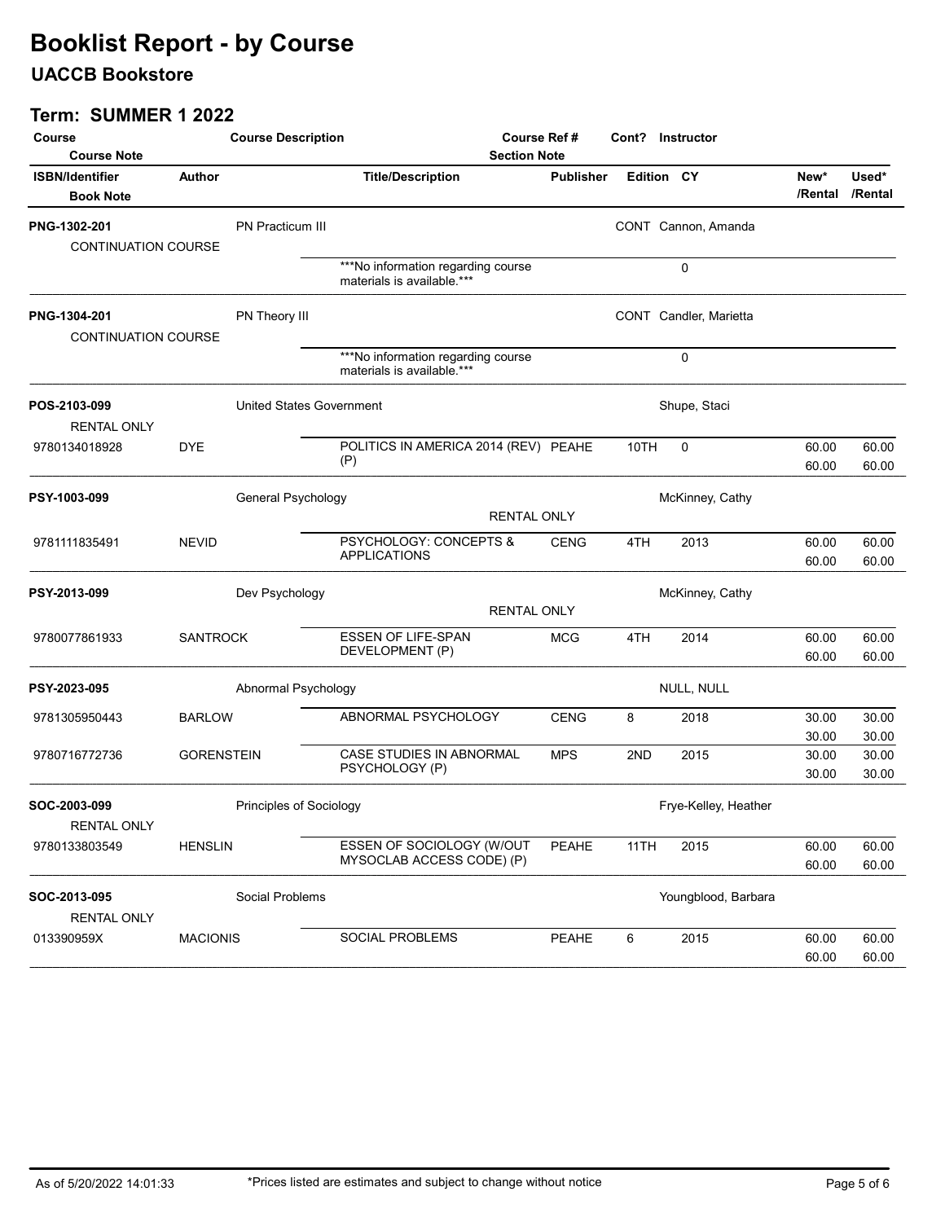# Booklist Report - by Course

## UACCB Bookstore

### Term: SUMMER 1 2022

| Course / Course Note | Course Description | Course Ref # / Section Note | Cont? | Instructor | | | |
|---|---|---|---|---|---|---|---|
| **ISBN/Identifier** / **Book Note** | **Author** | **Title/Description** | **Publisher** | **Edition** | **CY** | **New\* /Rental** | **Used\* /Rental** |
| **PNG-1302-201** | PN Practicum III | | CONT | Cannon, Amanda | | | |
| CONTINUATION COURSE | | | | | | | |
| | | ***No information regarding course materials is available.*** | | | 0 | | |
| **PNG-1304-201** | PN Theory III | | CONT | Candler, Marietta | | | |
| CONTINUATION COURSE | | | | | | | |
| | | ***No information regarding course materials is available.*** | | | 0 | | |
| **POS-2103-099** | United States Government | | | Shupe, Staci | | | |
| RENTAL ONLY | | | | | | | |
| 9780134018928 | DYE | POLITICS IN AMERICA 2014 (REV) (P) | PEAHE | 10TH | 0 | 60.00 / 60.00 | 60.00 / 60.00 |
| **PSY-1003-099** | General Psychology | RENTAL ONLY | | McKinney, Cathy | | | |
| 9781111835491 | NEVID | PSYCHOLOGY: CONCEPTS & APPLICATIONS | CENG | 4TH | 2013 | 60.00 / 60.00 | 60.00 / 60.00 |
| **PSY-2013-099** | Dev Psychology | RENTAL ONLY | | McKinney, Cathy | | | |
| 9780077861933 | SANTROCK | ESSEN OF LIFE-SPAN DEVELOPMENT (P) | MCG | 4TH | 2014 | 60.00 / 60.00 | 60.00 / 60.00 |
| **PSY-2023-095** | Abnormal Psychology | | | NULL, NULL | | | |
| 9781305950443 | BARLOW | ABNORMAL PSYCHOLOGY | CENG | 8 | 2018 | 30.00 / 30.00 | 30.00 / 30.00 |
| 9780716772736 | GORENSTEIN | CASE STUDIES IN ABNORMAL PSYCHOLOGY (P) | MPS | 2ND | 2015 | 30.00 / 30.00 | 30.00 / 30.00 |
| **SOC-2003-099** | Principles of Sociology | | | Frye-Kelley, Heather | | | |
| RENTAL ONLY | | | | | | | |
| 9780133803549 | HENSLIN | ESSEN OF SOCIOLOGY (W/OUT MYSOCLAB ACCESS CODE) (P) | PEAHE | 11TH | 2015 | 60.00 / 60.00 | 60.00 / 60.00 |
| **SOC-2013-095** | Social Problems | | | Youngblood, Barbara | | | |
| RENTAL ONLY | | | | | | | |
| 013390959X | MACIONIS | SOCIAL PROBLEMS | PEAHE | 6 | 2015 | 60.00 / 60.00 | 60.00 / 60.00 |

As of 5/20/2022 14:01:33 — *Prices listed are estimates and subject to change without notice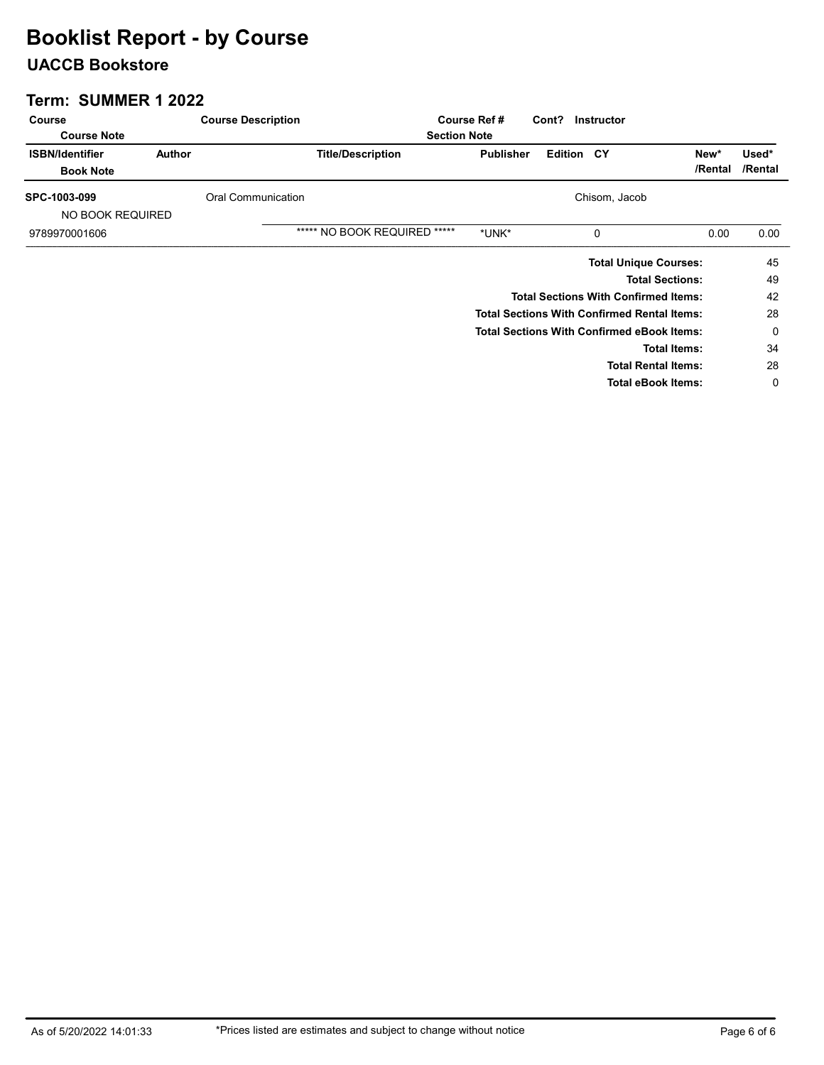# Booklist Report - by Course

## UACCB Bookstore

## Term: SUMMER 1 2022

| Course / Course Note | Course Description | Course Ref # / Section Note | Cont? | Instructor | | |
|---|---|---|---|---|---|---|
| **ISBN/Identifier** / **Book Note** | **Author** | **Title/Description** | **Publisher** | **Edition CY** | **New\*/Rental** | **Used\*/Rental** |
| **SPC-1003-099** | Oral Communication | | | Chisom, Jacob | | |
| NO BOOK REQUIRED | | | | | | |
| 9789970001606 | | ***** NO BOOK REQUIRED ***** | *UNK* | 0 | 0.00 | 0.00 |

| | |
|---|---|
| **Total Unique Courses:** | 45 |
| **Total Sections:** | 49 |
| **Total Sections With Confirmed Items:** | 42 |
| **Total Sections With Confirmed Rental Items:** | 28 |
| **Total Sections With Confirmed eBook Items:** | 0 |
| **Total Items:** | 34 |
| **Total Rental Items:** | 28 |
| **Total eBook Items:** | 0 |

As of 5/20/2022 14:01:33

*Prices listed are estimates and subject to change without notice